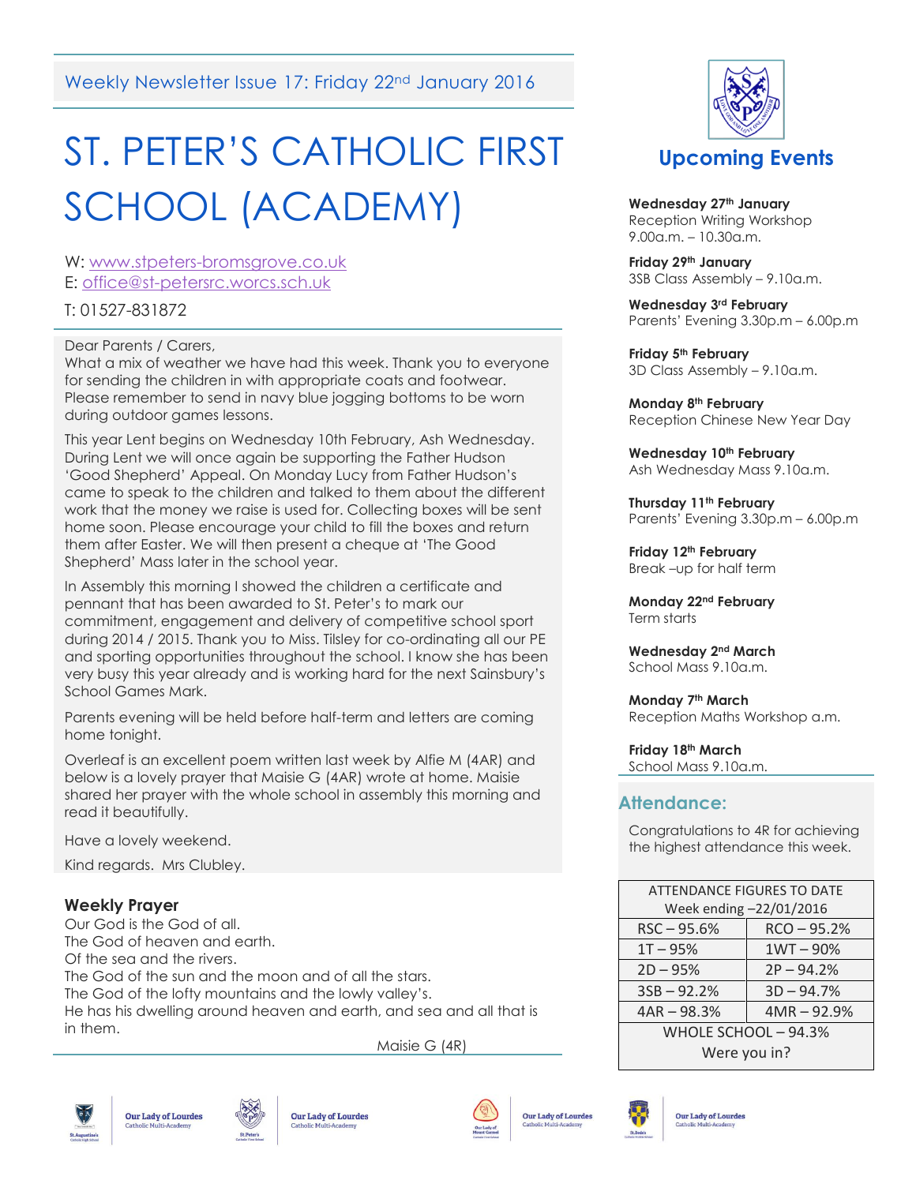Weekly Newsletter Issue 17: Friday 22nd January 2016

# ST. PETER'S CATHOLIC FIRST SCHOOL (ACADEMY)

W: www.stpeters-bromsgrove.co.uk
E: office@st-petersrc.worcs.sch.uk

T: 01527-831872

Dear Parents / Carers,
What a mix of weather we have had this week. Thank you to everyone for sending the children in with appropriate coats and footwear. Please remember to send in navy blue jogging bottoms to be worn during outdoor games lessons.

This year Lent begins on Wednesday 10th February, Ash Wednesday. During Lent we will once again be supporting the Father Hudson 'Good Shepherd' Appeal. On Monday Lucy from Father Hudson's came to speak to the children and talked to them about the different work that the money we raise is used for. Collecting boxes will be sent home soon. Please encourage your child to fill the boxes and return them after Easter. We will then present a cheque at 'The Good Shepherd' Mass later in the school year.

In Assembly this morning I showed the children a certificate and pennant that has been awarded to St. Peter's to mark our commitment, engagement and delivery of competitive school sport during 2014 / 2015. Thank you to Miss. Tilsley for co-ordinating all our PE and sporting opportunities throughout the school. I know she has been very busy this year already and is working hard for the next Sainsbury's School Games Mark.

Parents evening will be held before half-term and letters are coming home tonight.

Overleaf is an excellent poem written last week by Alfie M (4AR) and below is a lovely prayer that Maisie G (4AR) wrote at home. Maisie shared her prayer with the whole school in assembly this morning and read it beautifully.

Have a lovely weekend.

Kind regards. Mrs Clubley.

### Weekly Prayer

Our God is the God of all.
The God of heaven and earth.
Of the sea and the rivers.
The God of the sun and the moon and of all the stars.
The God of the lofty mountains and the lowly valley's.
He has his dwelling around heaven and earth, and sea and all that is in them.

Maisie G (4R)

## Upcoming Events

**Wednesday 27th January**
Reception Writing Workshop
9.00a.m. – 10.30a.m.

**Friday 29th January**
3SB Class Assembly – 9.10a.m.

**Wednesday 3rd February**
Parents' Evening 3.30p.m – 6.00p.m

**Friday 5th February**
3D Class Assembly – 9.10a.m.

**Monday 8th February**
Reception Chinese New Year Day

**Wednesday 10th February**
Ash Wednesday Mass 9.10a.m.

**Thursday 11th February**
Parents' Evening 3.30p.m – 6.00p.m

**Friday 12th February**
Break –up for half term

**Monday 22nd February**
Term starts

**Wednesday 2nd March**
School Mass 9.10a.m.

**Monday 7th March**
Reception Maths Workshop a.m.

**Friday 18th March**
School Mass 9.10a.m.

## Attendance:

Congratulations to 4R for achieving the highest attendance this week.

| ATTENDANCE FIGURES TO DATE Week ending –22/01/2016 | |
|---|---|
| RSC – 95.6% | RCO – 95.2% |
| 1T – 95% | 1WT – 90% |
| 2D – 95% | 2P – 94.2% |
| 3SB – 92.2% | 3D – 94.7% |
| 4AR – 98.3% | 4MR – 92.9% |
| WHOLE SCHOOL – 94.3% Were you in? | |

Our Lady of Lourdes Catholic Multi-Academy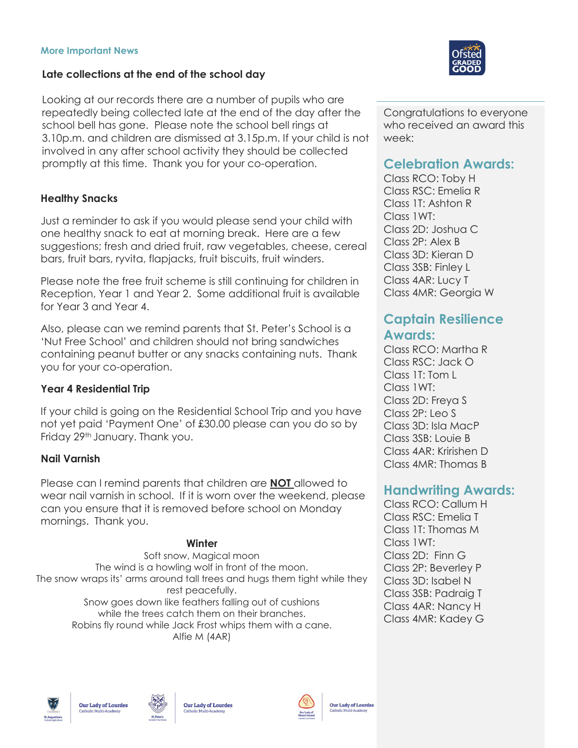## More Important News

### Late collections at the end of the school day

Looking at our records there are a number of pupils who are repeatedly being collected late at the end of the day after the school bell has gone. Please note the school bell rings at 3.10p.m. and children are dismissed at 3.15p.m. If your child is not involved in any after school activity they should be collected promptly at this time. Thank you for your co-operation.

### Healthy Snacks

Just a reminder to ask if you would please send your child with one healthy snack to eat at morning break. Here are a few suggestions; fresh and dried fruit, raw vegetables, cheese, cereal bars, fruit bars, ryvita, flapjacks, fruit biscuits, fruit winders.

Please note the free fruit scheme is still continuing for children in Reception, Year 1 and Year 2. Some additional fruit is available for Year 3 and Year 4.

Also, please can we remind parents that St. Peter's School is a 'Nut Free School' and children should not bring sandwiches containing peanut butter or any snacks containing nuts. Thank you for your co-operation.

### Year 4 Residential Trip

If your child is going on the Residential School Trip and you have not yet paid 'Payment One' of £30.00 please can you do so by Friday 29th January. Thank you.

### Nail Varnish

Please can I remind parents that children are **NOT** allowed to wear nail varnish in school. If it is worn over the weekend, please can you ensure that it is removed before school on Monday mornings. Thank you.

### Winter

Soft snow, Magical moon
The wind is a howling wolf in front of the moon.
The snow wraps its' arms around tall trees and hugs them tight while they rest peacefully.
Snow goes down like feathers falling out of cushions
while the trees catch them on their branches.
Robins fly round while Jack Frost whips them with a cane.
Alfie M (4AR)

Ofsted GRADED GOOD

Congratulations to everyone who received an award this week:

## Celebration Awards:

Class RCO: Toby H
Class RSC: Emelia R
Class 1T: Ashton R
Class 1WT:
Class 2D: Joshua C
Class 2P: Alex B
Class 3D: Kieran D
Class 3SB: Finley L
Class 4AR: Lucy T
Class 4MR: Georgia W

## Captain Resilience Awards:

Class RCO: Martha R
Class RSC: Jack O
Class 1T: Tom L
Class 1WT:
Class 2D: Freya S
Class 2P: Leo S
Class 3D: Isla MacP
Class 3SB: Louie B
Class 4AR: Kririshen D
Class 4MR: Thomas B

## Handwriting Awards:

Class RCO: Callum H
Class RSC: Emelia T
Class 1T: Thomas M
Class 1WT:
Class 2D: Finn G
Class 2P: Beverley P
Class 3D: Isabel N
Class 3SB: Padraig T
Class 4AR: Nancy H
Class 4MR: Kadey G

Our Lady of Lourdes Catholic Multi-Academy